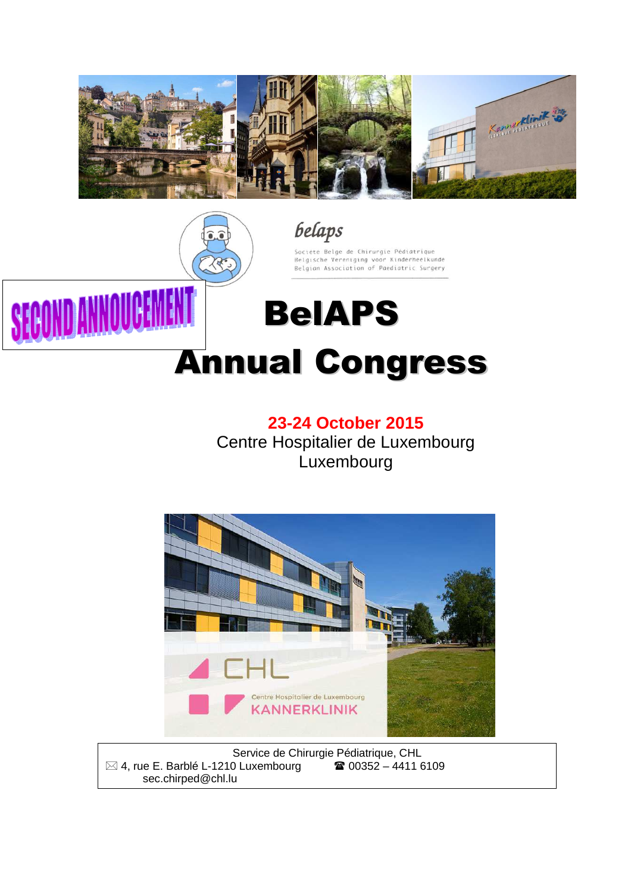belaps

Société Belge de Chirurgie Pédiatrique
Belgische Vereniging voor Kinderheelkunde
Belgian Association of Paediatric Surgery

SECOND ANNOUCEMENT

# BelAPS Annual Congress

**23-24 October 2015**
Centre Hospitalier de Luxembourg
Luxembourg

Service de Chirurgie Pédiatrique, CHL
✉ 4, rue E. Barblé L-1210 Luxembourg ☎ 00352 – 4411 6109
sec.chirped@chl.lu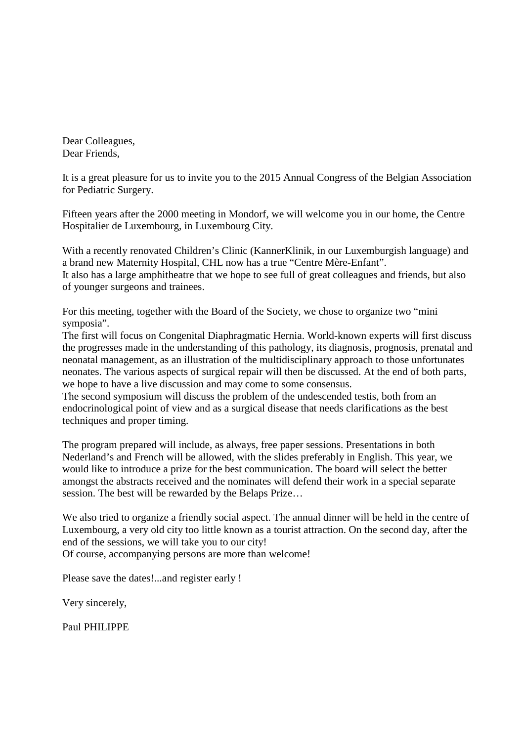Dear Colleagues,  
Dear Friends,

It is a great pleasure for us to invite you to the 2015 Annual Congress of the Belgian Association for Pediatric Surgery.

Fifteen years after the 2000 meeting in Mondorf, we will welcome you in our home, the Centre Hospitalier de Luxembourg, in Luxembourg City.

With a recently renovated Children's Clinic (KannerKlinik, in our Luxemburgish language) and a brand new Maternity Hospital, CHL now has a true "Centre Mère-Enfant".  
It also has a large amphitheatre that we hope to see full of great colleagues and friends, but also of younger surgeons and trainees.

For this meeting, together with the Board of the Society, we chose to organize two "mini symposia".  
The first will focus on Congenital Diaphragmatic Hernia. World-known experts will first discuss the progresses made in the understanding of this pathology, its diagnosis, prognosis, prenatal and neonatal management, as an illustration of the multidisciplinary approach to those unfortunates neonates. The various aspects of surgical repair will then be discussed. At the end of both parts, we hope to have a live discussion and may come to some consensus.  
The second symposium will discuss the problem of the undescended testis, both from an endocrinological point of view and as a surgical disease that needs clarifications as the best techniques and proper timing.

The program prepared will include, as always, free paper sessions. Presentations in both Nederland's and French will be allowed, with the slides preferably in English. This year, we would like to introduce a prize for the best communication. The board will select the better amongst the abstracts received and the nominates will defend their work in a special separate session. The best will be rewarded by the Belaps Prize…

We also tried to organize a friendly social aspect. The annual dinner will be held in the centre of Luxembourg, a very old city too little known as a tourist attraction. On the second day, after the end of the sessions, we will take you to our city!  
Of course, accompanying persons are more than welcome!

Please save the dates!...and register early !

Very sincerely,

Paul PHILIPPE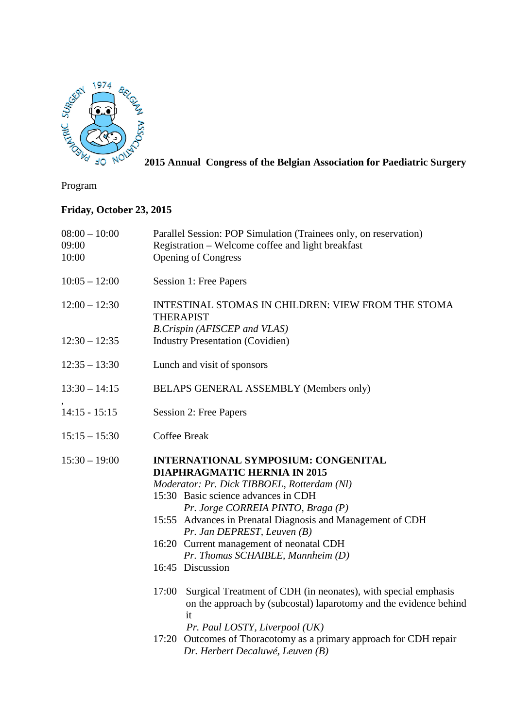**2015 Annual Congress of the Belgian Association for Paediatric Surgery**

Program

**Friday, October 23, 2015**

| | |
|---|---|
| 08:00 – 10:00 | Parallel Session: POP Simulation (Trainees only, on reservation) |
| 09:00 | Registration – Welcome coffee and light breakfast |
| 10:00 | Opening of Congress |
| 10:05 – 12:00 | Session 1: Free Papers |
| 12:00 – 12:30 | INTESTINAL STOMAS IN CHILDREN: VIEW FROM THE STOMA THERAPIST<br>*B.Crispin (AFISCEP and VLAS)* |
| 12:30 – 12:35 | Industry Presentation (Covidien) |
| 12:35 – 13:30 | Lunch and visit of sponsors |
| 13:30 – 14:15 | BELAPS GENERAL ASSEMBLY (Members only) |
| 14:15 - 15:15 | Session 2: Free Papers |
| 15:15 – 15:30 | Coffee Break |
| 15:30 – 19:00 | **INTERNATIONAL SYMPOSIUM: CONGENITAL DIAPHRAGMATIC HERNIA IN 2015**<br>*Moderator: Pr. Dick TIBBOEL, Rotterdam (Nl)* |

- 15:30 Basic science advances in CDH
  *Pr. Jorge CORREIA PINTO, Braga (P)*
- 15:55 Advances in Prenatal Diagnosis and Management of CDH
  *Pr. Jan DEPREST, Leuven (B)*
- 16:20 Current management of neonatal CDH
  *Pr. Thomas SCHAIBLE, Mannheim (D)*
- 16:45 Discussion
- 17:00 Surgical Treatment of CDH (in neonates), with special emphasis on the approach by (subcostal) laparotomy and the evidence behind it
  *Pr. Paul LOSTY, Liverpool (UK)*
- 17:20 Outcomes of Thoracotomy as a primary approach for CDH repair
  *Dr. Herbert Decaluwé, Leuven (B)*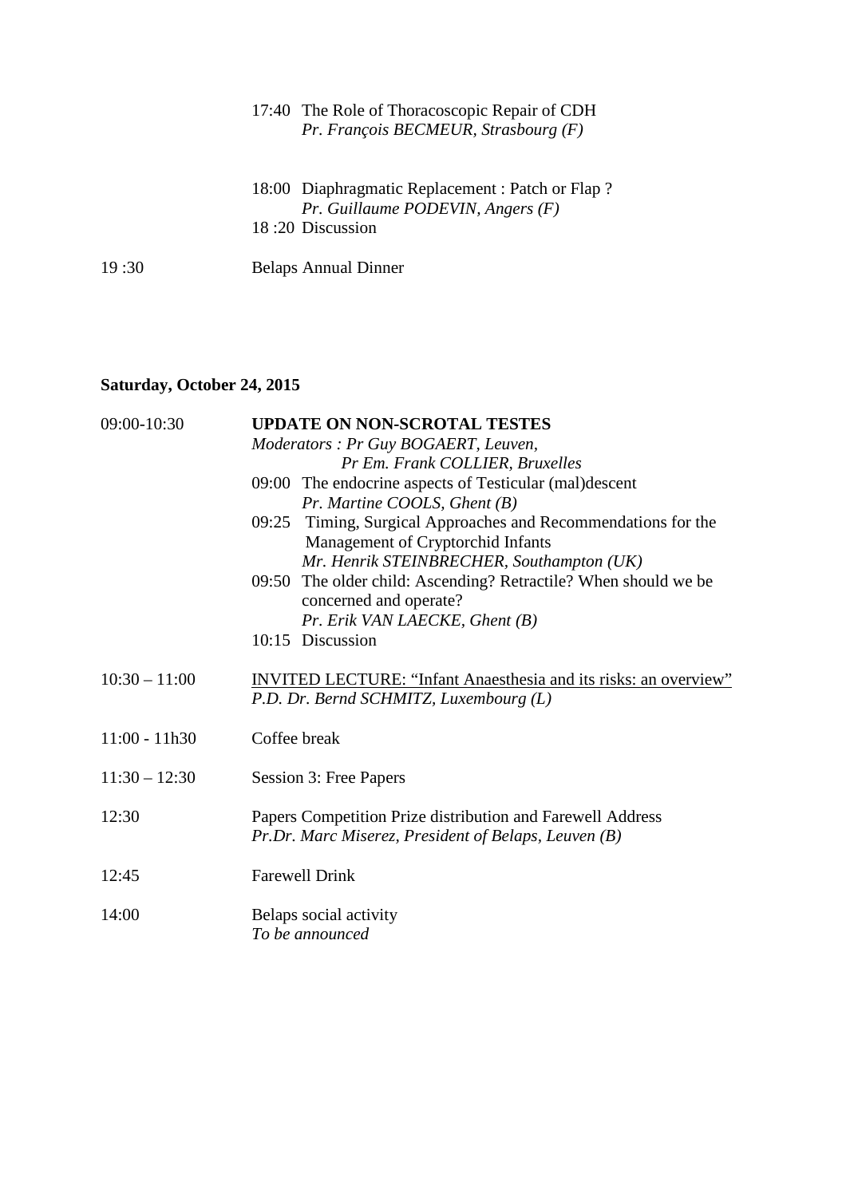17:40 The Role of Thoracoscopic Repair of CDH
*Pr. François BECMEUR, Strasbourg (F)*

18:00 Diaphragmatic Replacement : Patch or Flap ?
*Pr. Guillaume PODEVIN, Angers (F)*
18 :20 Discussion

19 :30 Belaps Annual Dinner

**Saturday, October 24, 2015**

09:00-10:30 **UPDATE ON NON-SCROTAL TESTES**
*Moderators : Pr Guy BOGAERT, Leuven,*
*Pr Em. Frank COLLIER, Bruxelles*

09:00 The endocrine aspects of Testicular (mal)descent
*Pr. Martine COOLS, Ghent (B)*

09:25 Timing, Surgical Approaches and Recommendations for the Management of Cryptorchid Infants
*Mr. Henrik STEINBRECHER, Southampton (UK)*

09:50 The older child: Ascending? Retractile? When should we be concerned and operate?
*Pr. Erik VAN LAECKE, Ghent (B)*

10:15 Discussion

10:30 – 11:00 INVITED LECTURE: "Infant Anaesthesia and its risks: an overview"
*P.D. Dr. Bernd SCHMITZ, Luxembourg (L)*

11:00 - 11h30 Coffee break

11:30 – 12:30 Session 3: Free Papers

12:30 Papers Competition Prize distribution and Farewell Address
*Pr.Dr. Marc Miserez, President of Belaps, Leuven (B)*

12:45 Farewell Drink

14:00 Belaps social activity
*To be announced*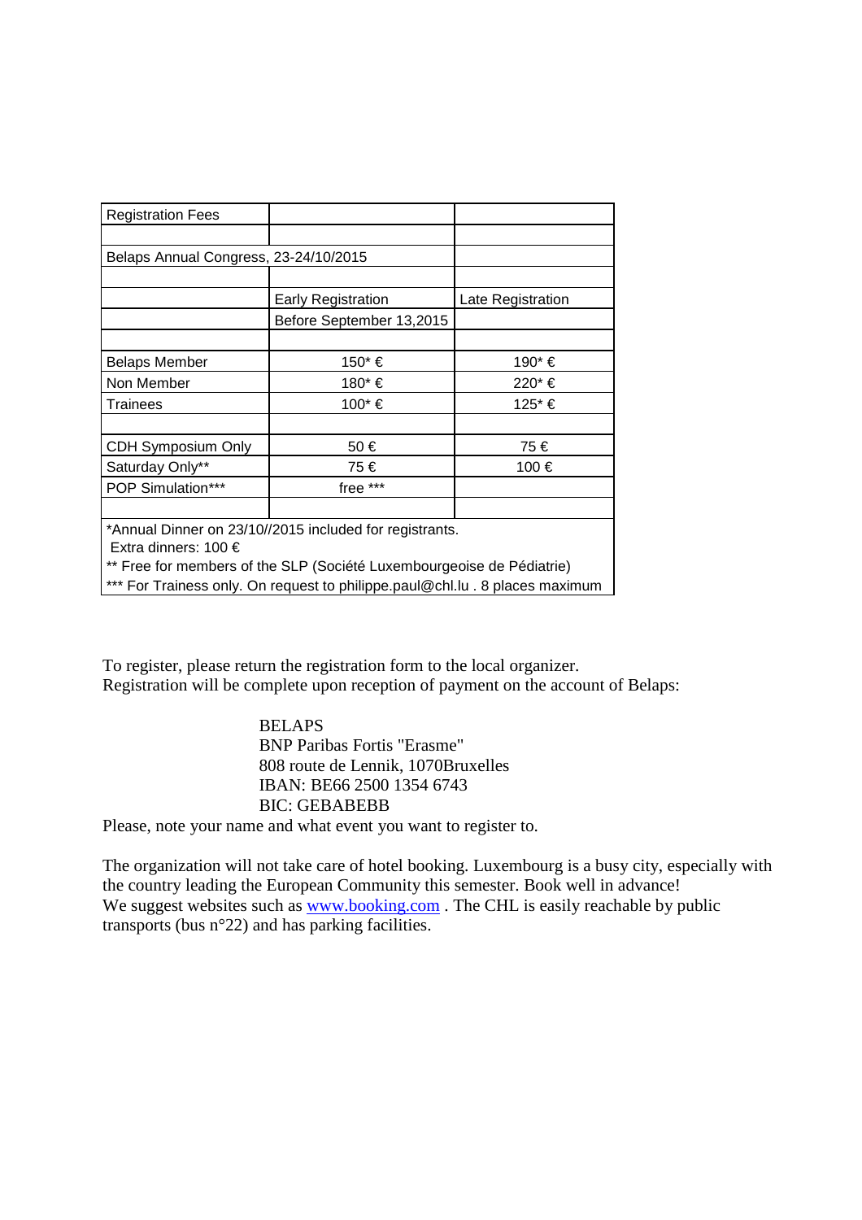| Registration Fees | | |
|---|---|---|
| | | |
| Belaps Annual Congress, 23-24/10/2015 | | |
| | | |
| | Early Registration | Late Registration |
| | Before September 13,2015 | |
| | | |
| Belaps Member | 150* € | 190* € |
| Non Member | 180* € | 220* € |
| Trainees | 100* € | 125* € |
| | | |
| CDH Symposium Only | 50 € | 75 € |
| Saturday Only** | 75 € | 100 € |
| POP Simulation*** | free *** | |
| | | |
| *Annual Dinner on 23/10//2015 included for registrants. Extra dinners: 100 € | | |
| ** Free for members of the SLP (Société Luxembourgeoise de Pédiatrie) | | |
| *** For Trainess only. On request to philippe.paul@chl.lu . 8 places maximum | | |

To register, please return the registration form to the local organizer.
Registration will be complete upon reception of payment on the account of Belaps:

BELAPS
BNP Paribas Fortis "Erasme"
808 route de Lennik, 1070Bruxelles
IBAN: BE66 2500 1354 6743
BIC: GEBABEBB

Please, note your name and what event you want to register to.

The organization will not take care of hotel booking. Luxembourg is a busy city, especially with the country leading the European Community this semester. Book well in advance!
We suggest websites such as [www.booking.com](http://www.booking.com) . The CHL is easily reachable by public transports (bus n°22) and has parking facilities.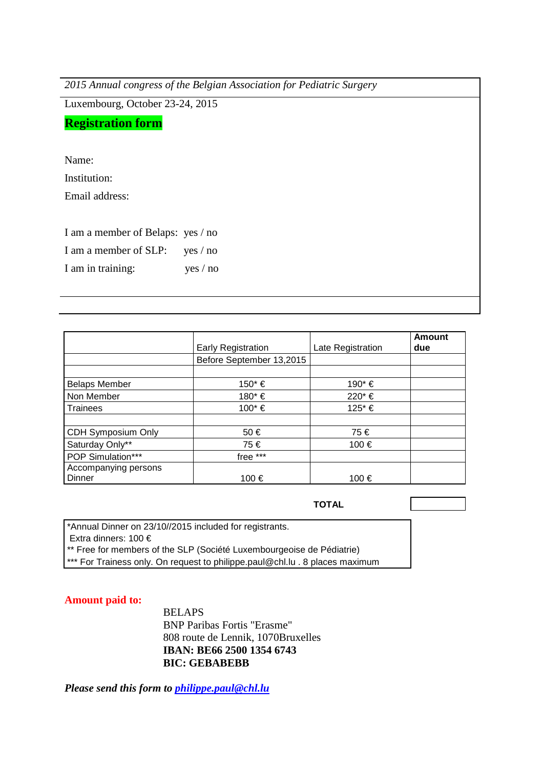*2015 Annual congress of the Belgian Association for Pediatric Surgery*

Luxembourg, October 23-24, 2015

**Registration form**

Name:

Institution:

Email address:

I am a member of Belaps: yes / no

I am a member of SLP: yes / no

I am in training: yes / no

| | Early Registration | Late Registration | **Amount due** |
|---|---|---|---|
| | Before September 13,2015 | | |
| | | | |
| Belaps Member | 150* € | 190* € | |
| Non Member | 180* € | 220* € | |
| Trainees | 100* € | 125* € | |
| | | | |
| CDH Symposium Only | 50 € | 75 € | |
| Saturday Only** | 75 € | 100 € | |
| POP Simulation*** | free *** | | |
| Accompanying persons Dinner | 100 € | 100 € | |

**TOTAL**

*Annual Dinner on 23/10//2015 included for registrants.
Extra dinners: 100 €
** Free for members of the SLP (Société Luxembourgeoise de Pédiatrie)
*** For Trainess only. On request to philippe.paul@chl.lu . 8 places maximum

**Amount paid to:**

BELAPS
BNP Paribas Fortis "Erasme"
808 route de Lennik, 1070Bruxelles
**IBAN: BE66 2500 1354 6743**
**BIC: GEBABEBB**

***Please send this form to philippe.paul@chl.lu***